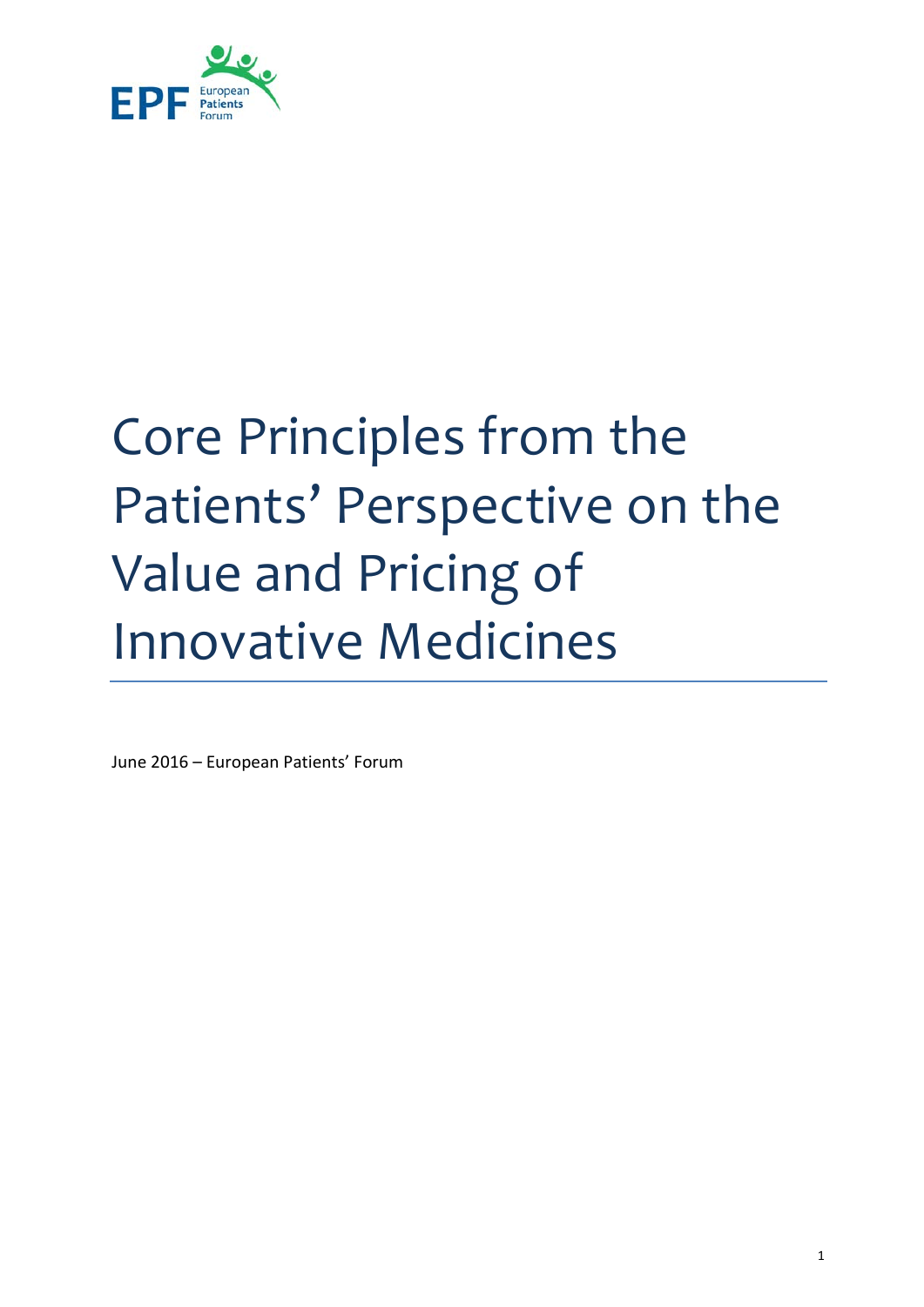EPF European Patients Forum

# Core Principles from the Patients' Perspective on the Value and Pricing of Innovative Medicines

June 2016 – European Patients' Forum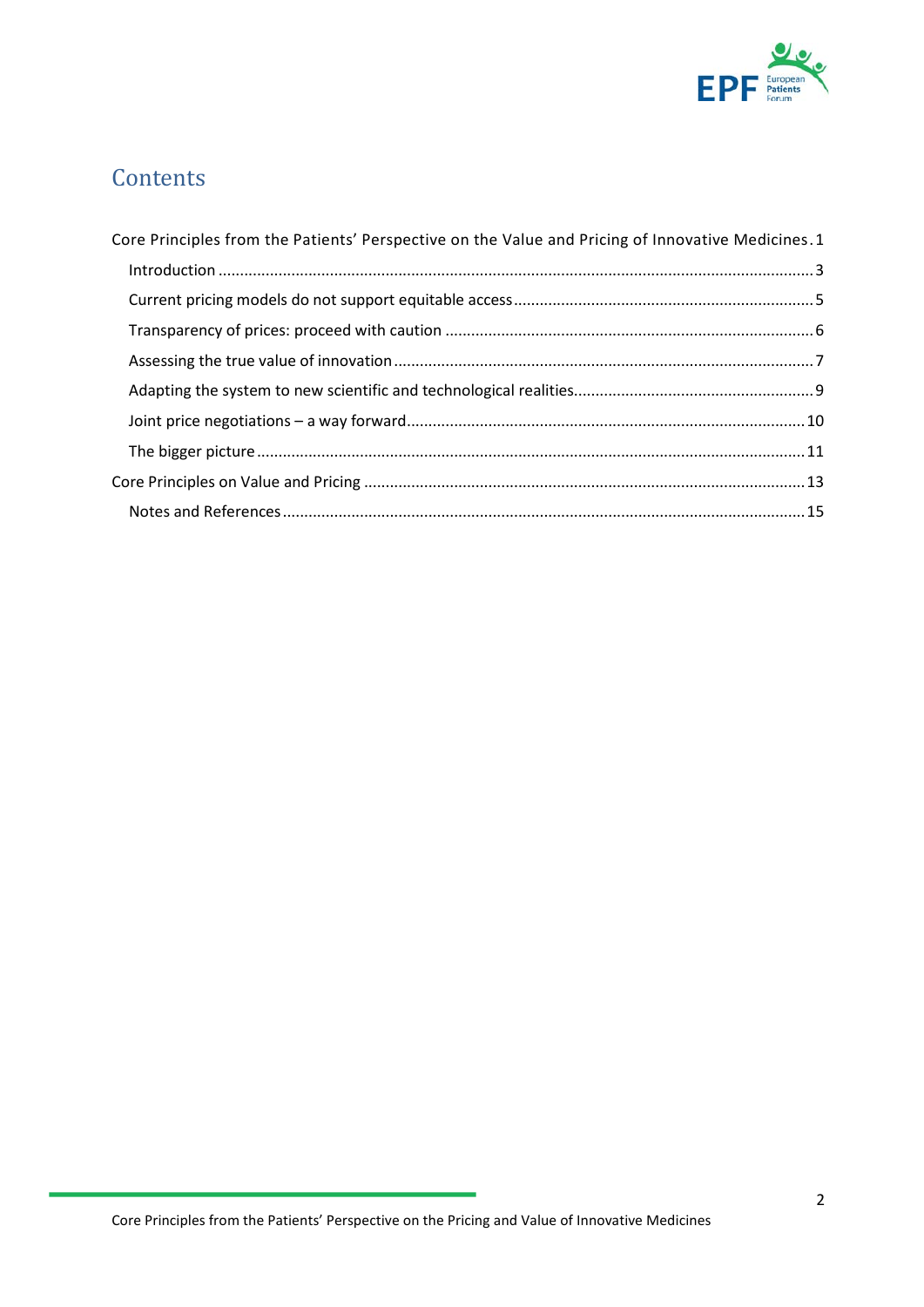# Contents

Core Principles from the Patients' Perspective on the Value and Pricing of Innovative Medicines . 1

- Introduction ........................................................................................................................ 3
- Current pricing models do not support equitable access ..................................................... 5
- Transparency of prices: proceed with caution ..................................................................... 6
- Assessing the true value of innovation ................................................................................. 7
- Adapting the system to new scientific and technological realities ....................................... 9
- Joint price negotiations – a way forward ............................................................................ 10
- The bigger picture .............................................................................................................. 11

Core Principles on Value and Pricing ...................................................................................... 13

- Notes and References ........................................................................................................ 15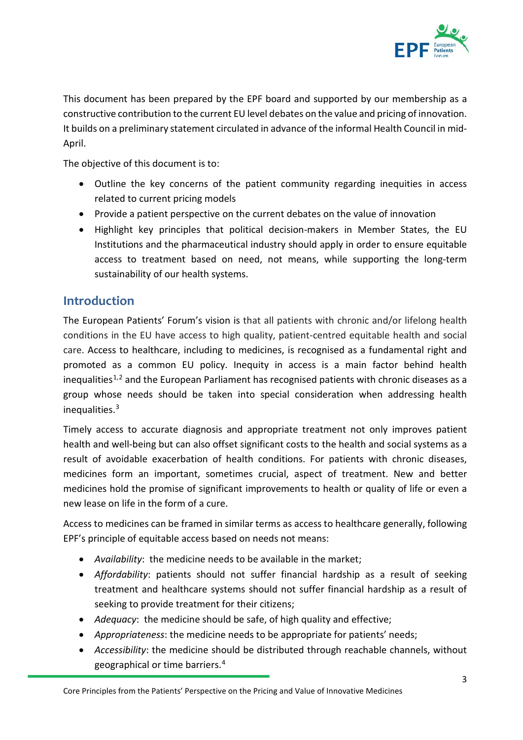This document has been prepared by the EPF board and supported by our membership as a constructive contribution to the current EU level debates on the value and pricing of innovation. It builds on a preliminary statement circulated in advance of the informal Health Council in mid-April.

The objective of this document is to:

- Outline the key concerns of the patient community regarding inequities in access related to current pricing models
- Provide a patient perspective on the current debates on the value of innovation
- Highlight key principles that political decision-makers in Member States, the EU Institutions and the pharmaceutical industry should apply in order to ensure equitable access to treatment based on need, not means, while supporting the long-term sustainability of our health systems.

## Introduction

The European Patients' Forum's vision is that all patients with chronic and/or lifelong health conditions in the EU have access to high quality, patient-centred equitable health and social care. Access to healthcare, including to medicines, is recognised as a fundamental right and promoted as a common EU policy. Inequity in access is a main factor behind health inequalities[1,2] and the European Parliament has recognised patients with chronic diseases as a group whose needs should be taken into special consideration when addressing health inequalities.[3]

Timely access to accurate diagnosis and appropriate treatment not only improves patient health and well-being but can also offset significant costs to the health and social systems as a result of avoidable exacerbation of health conditions. For patients with chronic diseases, medicines form an important, sometimes crucial, aspect of treatment. New and better medicines hold the promise of significant improvements to health or quality of life or even a new lease on life in the form of a cure.

Access to medicines can be framed in similar terms as access to healthcare generally, following EPF's principle of equitable access based on needs not means:

- *Availability*: the medicine needs to be available in the market;
- *Affordability*: patients should not suffer financial hardship as a result of seeking treatment and healthcare systems should not suffer financial hardship as a result of seeking to provide treatment for their citizens;
- *Adequacy*: the medicine should be safe, of high quality and effective;
- *Appropriateness*: the medicine needs to be appropriate for patients' needs;
- *Accessibility*: the medicine should be distributed through reachable channels, without geographical or time barriers.[4]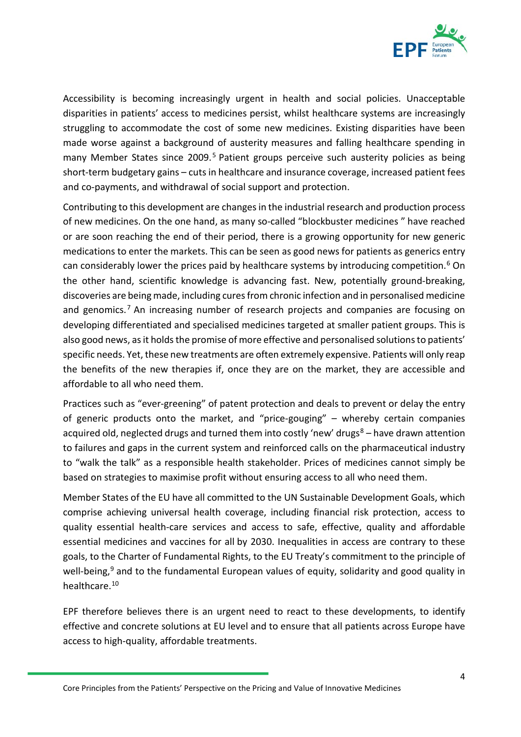Accessibility is becoming increasingly urgent in health and social policies. Unacceptable disparities in patients' access to medicines persist, whilst healthcare systems are increasingly struggling to accommodate the cost of some new medicines. Existing disparities have been made worse against a background of austerity measures and falling healthcare spending in many Member States since 2009.[5] Patient groups perceive such austerity policies as being short-term budgetary gains – cuts in healthcare and insurance coverage, increased patient fees and co-payments, and withdrawal of social support and protection.

Contributing to this development are changes in the industrial research and production process of new medicines. On the one hand, as many so-called "blockbuster medicines " have reached or are soon reaching the end of their period, there is a growing opportunity for new generic medications to enter the markets. This can be seen as good news for patients as generics entry can considerably lower the prices paid by healthcare systems by introducing competition.[6] On the other hand, scientific knowledge is advancing fast. New, potentially ground-breaking, discoveries are being made, including cures from chronic infection and in personalised medicine and genomics.[7] An increasing number of research projects and companies are focusing on developing differentiated and specialised medicines targeted at smaller patient groups. This is also good news, as it holds the promise of more effective and personalised solutions to patients' specific needs. Yet, these new treatments are often extremely expensive. Patients will only reap the benefits of the new therapies if, once they are on the market, they are accessible and affordable to all who need them.

Practices such as "ever-greening" of patent protection and deals to prevent or delay the entry of generic products onto the market, and "price-gouging" – whereby certain companies acquired old, neglected drugs and turned them into costly 'new' drugs[8] – have drawn attention to failures and gaps in the current system and reinforced calls on the pharmaceutical industry to "walk the talk" as a responsible health stakeholder. Prices of medicines cannot simply be based on strategies to maximise profit without ensuring access to all who need them.

Member States of the EU have all committed to the UN Sustainable Development Goals, which comprise achieving universal health coverage, including financial risk protection, access to quality essential health-care services and access to safe, effective, quality and affordable essential medicines and vaccines for all by 2030. Inequalities in access are contrary to these goals, to the Charter of Fundamental Rights, to the EU Treaty's commitment to the principle of well-being,[9] and to the fundamental European values of equity, solidarity and good quality in healthcare.[10]

EPF therefore believes there is an urgent need to react to these developments, to identify effective and concrete solutions at EU level and to ensure that all patients across Europe have access to high-quality, affordable treatments.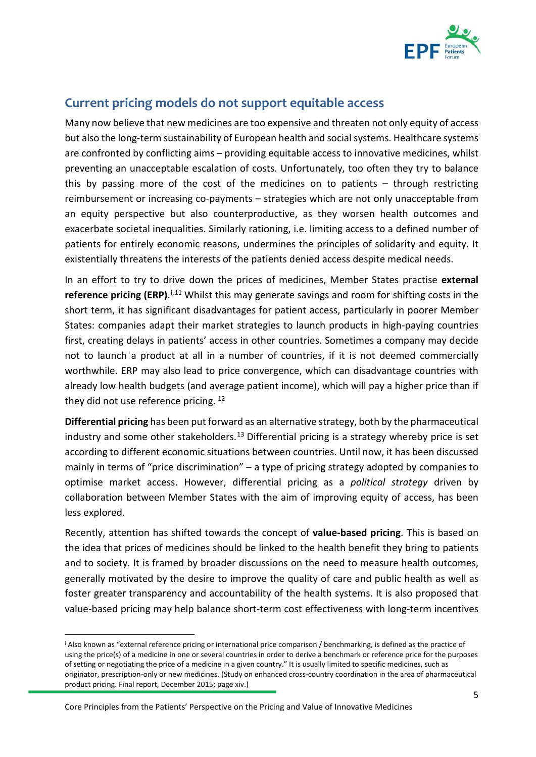## Current pricing models do not support equitable access

Many now believe that new medicines are too expensive and threaten not only equity of access but also the long-term sustainability of European health and social systems. Healthcare systems are confronted by conflicting aims – providing equitable access to innovative medicines, whilst preventing an unacceptable escalation of costs. Unfortunately, too often they try to balance this by passing more of the cost of the medicines on to patients – through restricting reimbursement or increasing co-payments – strategies which are not only unacceptable from an equity perspective but also counterproductive, as they worsen health outcomes and exacerbate societal inequalities. Similarly rationing, i.e. limiting access to a defined number of patients for entirely economic reasons, undermines the principles of solidarity and equity. It existentially threatens the interests of the patients denied access despite medical needs.

In an effort to try to drive down the prices of medicines, Member States practise **external reference pricing (ERP)**.[i,11] Whilst this may generate savings and room for shifting costs in the short term, it has significant disadvantages for patient access, particularly in poorer Member States: companies adapt their market strategies to launch products in high-paying countries first, creating delays in patients' access in other countries. Sometimes a company may decide not to launch a product at all in a number of countries, if it is not deemed commercially worthwhile. ERP may also lead to price convergence, which can disadvantage countries with already low health budgets (and average patient income), which will pay a higher price than if they did not use reference pricing.[12]

**Differential pricing** has been put forward as an alternative strategy, both by the pharmaceutical industry and some other stakeholders.[13] Differential pricing is a strategy whereby price is set according to different economic situations between countries. Until now, it has been discussed mainly in terms of "price discrimination" – a type of pricing strategy adopted by companies to optimise market access. However, differential pricing as a *political strategy* driven by collaboration between Member States with the aim of improving equity of access, has been less explored.

Recently, attention has shifted towards the concept of **value-based pricing**. This is based on the idea that prices of medicines should be linked to the health benefit they bring to patients and to society. It is framed by broader discussions on the need to measure health outcomes, generally motivated by the desire to improve the quality of care and public health as well as foster greater transparency and accountability of the health systems. It is also proposed that value-based pricing may help balance short-term cost effectiveness with long-term incentives

---

[i] Also known as "external reference pricing or international price comparison / benchmarking, is defined as the practice of using the price(s) of a medicine in one or several countries in order to derive a benchmark or reference price for the purposes of setting or negotiating the price of a medicine in a given country." It is usually limited to specific medicines, such as originator, prescription-only or new medicines. (Study on enhanced cross-country coordination in the area of pharmaceutical product pricing. Final report, December 2015; page xiv.)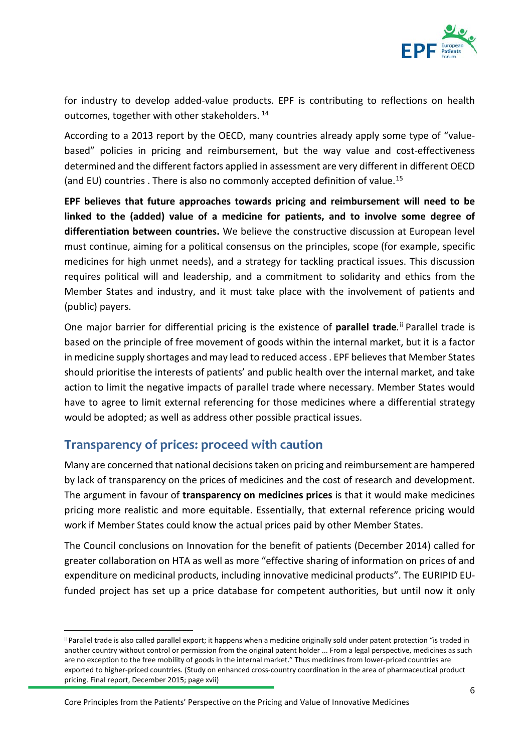for industry to develop added-value products. EPF is contributing to reflections on health outcomes, together with other stakeholders. [14]

According to a 2013 report by the OECD, many countries already apply some type of "value-based" policies in pricing and reimbursement, but the way value and cost-effectiveness determined and the different factors applied in assessment are very different in different OECD (and EU) countries . There is also no commonly accepted definition of value.[15]

**EPF believes that future approaches towards pricing and reimbursement will need to be linked to the (added) value of a medicine for patients, and to involve some degree of differentiation between countries.** We believe the constructive discussion at European level must continue, aiming for a political consensus on the principles, scope (for example, specific medicines for high unmet needs), and a strategy for tackling practical issues. This discussion requires political will and leadership, and a commitment to solidarity and ethics from the Member States and industry, and it must take place with the involvement of patients and (public) payers.

One major barrier for differential pricing is the existence of **parallel trade**.[ii] Parallel trade is based on the principle of free movement of goods within the internal market, but it is a factor in medicine supply shortages and may lead to reduced access . EPF believes that Member States should prioritise the interests of patients' and public health over the internal market, and take action to limit the negative impacts of parallel trade where necessary. Member States would have to agree to limit external referencing for those medicines where a differential strategy would be adopted; as well as address other possible practical issues.

## Transparency of prices: proceed with caution

Many are concerned that national decisions taken on pricing and reimbursement are hampered by lack of transparency on the prices of medicines and the cost of research and development. The argument in favour of **transparency on medicines prices** is that it would make medicines pricing more realistic and more equitable. Essentially, that external reference pricing would work if Member States could know the actual prices paid by other Member States.

The Council conclusions on Innovation for the benefit of patients (December 2014) called for greater collaboration on HTA as well as more "effective sharing of information on prices of and expenditure on medicinal products, including innovative medicinal products". The EURIPID EU-funded project has set up a price database for competent authorities, but until now it only

---

[ii] Parallel trade is also called parallel export; it happens when a medicine originally sold under patent protection "is traded in another country without control or permission from the original patent holder ... From a legal perspective, medicines as such are no exception to the free mobility of goods in the internal market." Thus medicines from lower-priced countries are exported to higher-priced countries. (Study on enhanced cross-country coordination in the area of pharmaceutical product pricing. Final report, December 2015; page xvii)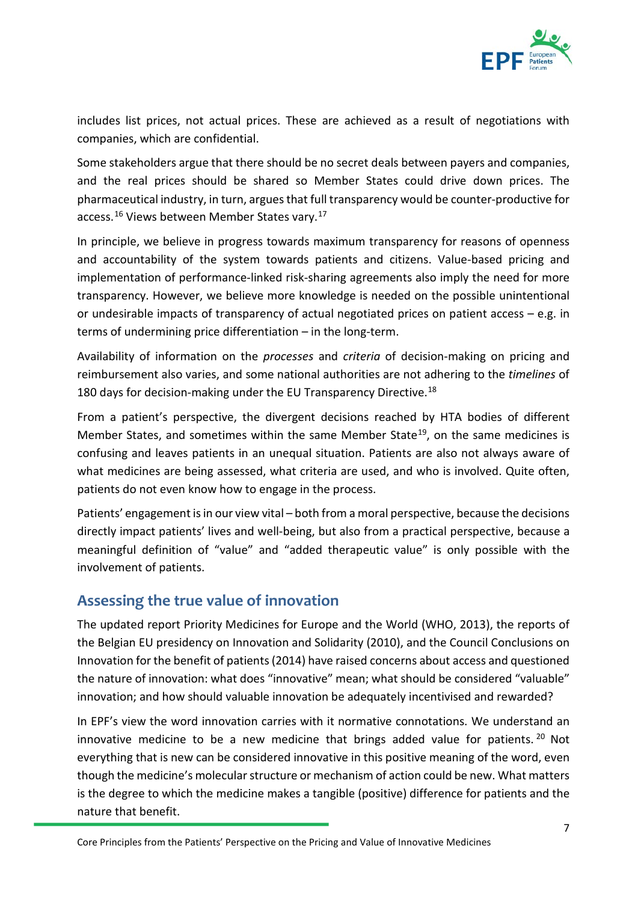includes list prices, not actual prices. These are achieved as a result of negotiations with companies, which are confidential.

Some stakeholders argue that there should be no secret deals between payers and companies, and the real prices should be shared so Member States could drive down prices. The pharmaceutical industry, in turn, argues that full transparency would be counter-productive for access.[16] Views between Member States vary.[17]

In principle, we believe in progress towards maximum transparency for reasons of openness and accountability of the system towards patients and citizens. Value-based pricing and implementation of performance-linked risk-sharing agreements also imply the need for more transparency. However, we believe more knowledge is needed on the possible unintentional or undesirable impacts of transparency of actual negotiated prices on patient access – e.g. in terms of undermining price differentiation – in the long-term.

Availability of information on the *processes* and *criteria* of decision-making on pricing and reimbursement also varies, and some national authorities are not adhering to the *timelines* of 180 days for decision-making under the EU Transparency Directive.[18]

From a patient's perspective, the divergent decisions reached by HTA bodies of different Member States, and sometimes within the same Member State[19], on the same medicines is confusing and leaves patients in an unequal situation. Patients are also not always aware of what medicines are being assessed, what criteria are used, and who is involved. Quite often, patients do not even know how to engage in the process.

Patients' engagement is in our view vital – both from a moral perspective, because the decisions directly impact patients' lives and well-being, but also from a practical perspective, because a meaningful definition of "value" and "added therapeutic value" is only possible with the involvement of patients.

## Assessing the true value of innovation

The updated report Priority Medicines for Europe and the World (WHO, 2013), the reports of the Belgian EU presidency on Innovation and Solidarity (2010), and the Council Conclusions on Innovation for the benefit of patients (2014) have raised concerns about access and questioned the nature of innovation: what does "innovative" mean; what should be considered "valuable" innovation; and how should valuable innovation be adequately incentivised and rewarded?

In EPF's view the word innovation carries with it normative connotations. We understand an innovative medicine to be a new medicine that brings added value for patients.[20] Not everything that is new can be considered innovative in this positive meaning of the word, even though the medicine's molecular structure or mechanism of action could be new. What matters is the degree to which the medicine makes a tangible (positive) difference for patients and the nature that benefit.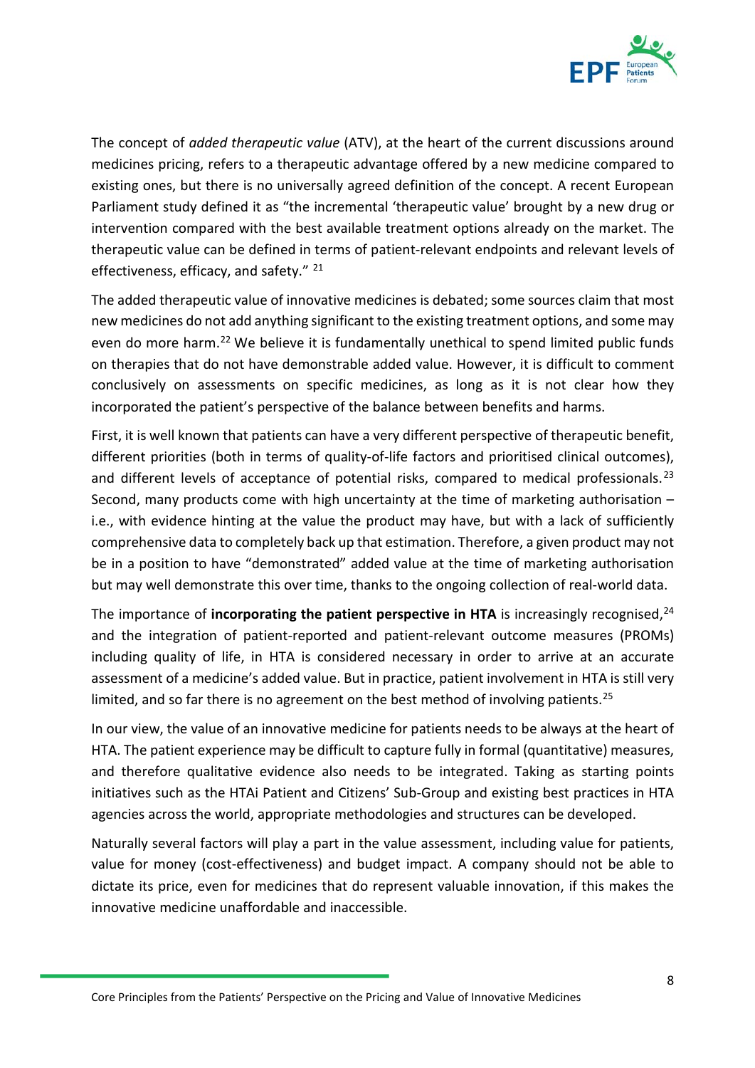The concept of *added therapeutic value* (ATV), at the heart of the current discussions around medicines pricing, refers to a therapeutic advantage offered by a new medicine compared to existing ones, but there is no universally agreed definition of the concept. A recent European Parliament study defined it as "the incremental 'therapeutic value' brought by a new drug or intervention compared with the best available treatment options already on the market. The therapeutic value can be defined in terms of patient-relevant endpoints and relevant levels of effectiveness, efficacy, and safety." [21]

The added therapeutic value of innovative medicines is debated; some sources claim that most new medicines do not add anything significant to the existing treatment options, and some may even do more harm.[22] We believe it is fundamentally unethical to spend limited public funds on therapies that do not have demonstrable added value. However, it is difficult to comment conclusively on assessments on specific medicines, as long as it is not clear how they incorporated the patient's perspective of the balance between benefits and harms.

First, it is well known that patients can have a very different perspective of therapeutic benefit, different priorities (both in terms of quality-of-life factors and prioritised clinical outcomes), and different levels of acceptance of potential risks, compared to medical professionals.[23] Second, many products come with high uncertainty at the time of marketing authorisation – i.e., with evidence hinting at the value the product may have, but with a lack of sufficiently comprehensive data to completely back up that estimation. Therefore, a given product may not be in a position to have "demonstrated" added value at the time of marketing authorisation but may well demonstrate this over time, thanks to the ongoing collection of real-world data.

The importance of **incorporating the patient perspective in HTA** is increasingly recognised,[24] and the integration of patient-reported and patient-relevant outcome measures (PROMs) including quality of life, in HTA is considered necessary in order to arrive at an accurate assessment of a medicine's added value. But in practice, patient involvement in HTA is still very limited, and so far there is no agreement on the best method of involving patients.[25]

In our view, the value of an innovative medicine for patients needs to be always at the heart of HTA. The patient experience may be difficult to capture fully in formal (quantitative) measures, and therefore qualitative evidence also needs to be integrated. Taking as starting points initiatives such as the HTAi Patient and Citizens' Sub-Group and existing best practices in HTA agencies across the world, appropriate methodologies and structures can be developed.

Naturally several factors will play a part in the value assessment, including value for patients, value for money (cost-effectiveness) and budget impact. A company should not be able to dictate its price, even for medicines that do represent valuable innovation, if this makes the innovative medicine unaffordable and inaccessible.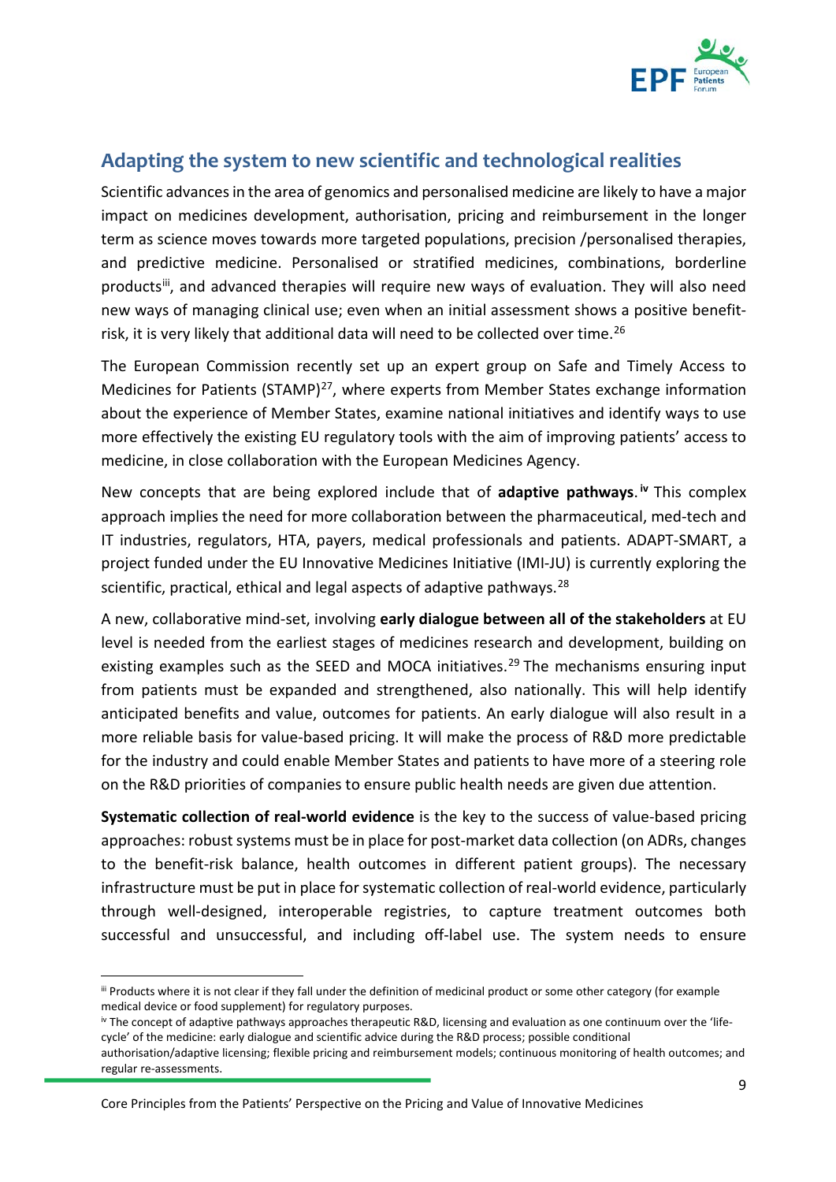## Adapting the system to new scientific and technological realities

Scientific advances in the area of genomics and personalised medicine are likely to have a major impact on medicines development, authorisation, pricing and reimbursement in the longer term as science moves towards more targeted populations, precision /personalised therapies, and predictive medicine. Personalised or stratified medicines, combinations, borderline products[iii], and advanced therapies will require new ways of evaluation. They will also need new ways of managing clinical use; even when an initial assessment shows a positive benefit-risk, it is very likely that additional data will need to be collected over time.[26]

The European Commission recently set up an expert group on Safe and Timely Access to Medicines for Patients (STAMP)[27], where experts from Member States exchange information about the experience of Member States, examine national initiatives and identify ways to use more effectively the existing EU regulatory tools with the aim of improving patients' access to medicine, in close collaboration with the European Medicines Agency.

New concepts that are being explored include that of **adaptive pathways**.[iv] This complex approach implies the need for more collaboration between the pharmaceutical, med-tech and IT industries, regulators, HTA, payers, medical professionals and patients. ADAPT-SMART, a project funded under the EU Innovative Medicines Initiative (IMI-JU) is currently exploring the scientific, practical, ethical and legal aspects of adaptive pathways.[28]

A new, collaborative mind-set, involving **early dialogue between all of the stakeholders** at EU level is needed from the earliest stages of medicines research and development, building on existing examples such as the SEED and MOCA initiatives.[29] The mechanisms ensuring input from patients must be expanded and strengthened, also nationally. This will help identify anticipated benefits and value, outcomes for patients. An early dialogue will also result in a more reliable basis for value-based pricing. It will make the process of R&D more predictable for the industry and could enable Member States and patients to have more of a steering role on the R&D priorities of companies to ensure public health needs are given due attention.

**Systematic collection of real-world evidence** is the key to the success of value-based pricing approaches: robust systems must be in place for post-market data collection (on ADRs, changes to the benefit-risk balance, health outcomes in different patient groups). The necessary infrastructure must be put in place for systematic collection of real-world evidence, particularly through well-designed, interoperable registries, to capture treatment outcomes both successful and unsuccessful, and including off-label use. The system needs to ensure

---

[iii] Products where it is not clear if they fall under the definition of medicinal product or some other category (for example medical device or food supplement) for regulatory purposes.

[iv] The concept of adaptive pathways approaches therapeutic R&D, licensing and evaluation as one continuum over the 'life-cycle' of the medicine: early dialogue and scientific advice during the R&D process; possible conditional authorisation/adaptive licensing; flexible pricing and reimbursement models; continuous monitoring of health outcomes; and regular re-assessments.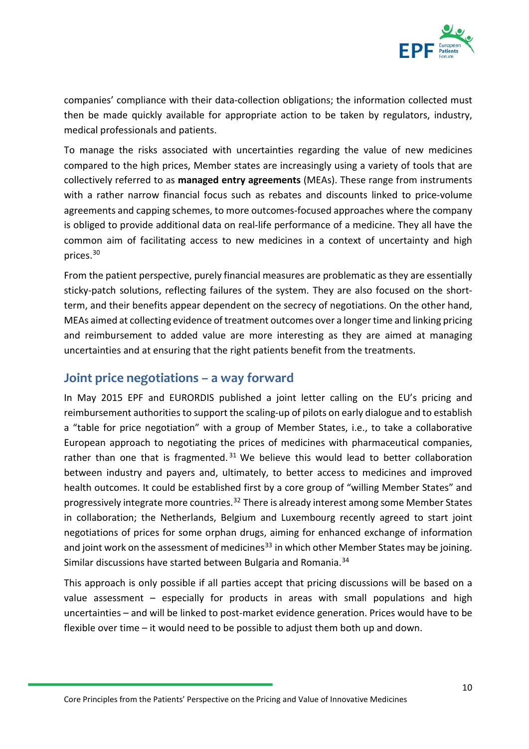companies' compliance with their data-collection obligations; the information collected must then be made quickly available for appropriate action to be taken by regulators, industry, medical professionals and patients.

To manage the risks associated with uncertainties regarding the value of new medicines compared to the high prices, Member states are increasingly using a variety of tools that are collectively referred to as **managed entry agreements** (MEAs). These range from instruments with a rather narrow financial focus such as rebates and discounts linked to price-volume agreements and capping schemes, to more outcomes-focused approaches where the company is obliged to provide additional data on real-life performance of a medicine. They all have the common aim of facilitating access to new medicines in a context of uncertainty and high prices.[30]

From the patient perspective, purely financial measures are problematic as they are essentially sticky-patch solutions, reflecting failures of the system. They are also focused on the short-term, and their benefits appear dependent on the secrecy of negotiations. On the other hand, MEAs aimed at collecting evidence of treatment outcomes over a longer time and linking pricing and reimbursement to added value are more interesting as they are aimed at managing uncertainties and at ensuring that the right patients benefit from the treatments.

## Joint price negotiations – a way forward

In May 2015 EPF and EURORDIS published a joint letter calling on the EU's pricing and reimbursement authorities to support the scaling-up of pilots on early dialogue and to establish a "table for price negotiation" with a group of Member States, i.e., to take a collaborative European approach to negotiating the prices of medicines with pharmaceutical companies, rather than one that is fragmented.[31] We believe this would lead to better collaboration between industry and payers and, ultimately, to better access to medicines and improved health outcomes. It could be established first by a core group of "willing Member States" and progressively integrate more countries.[32] There is already interest among some Member States in collaboration; the Netherlands, Belgium and Luxembourg recently agreed to start joint negotiations of prices for some orphan drugs, aiming for enhanced exchange of information and joint work on the assessment of medicines[33] in which other Member States may be joining. Similar discussions have started between Bulgaria and Romania.[34]

This approach is only possible if all parties accept that pricing discussions will be based on a value assessment – especially for products in areas with small populations and high uncertainties – and will be linked to post-market evidence generation. Prices would have to be flexible over time – it would need to be possible to adjust them both up and down.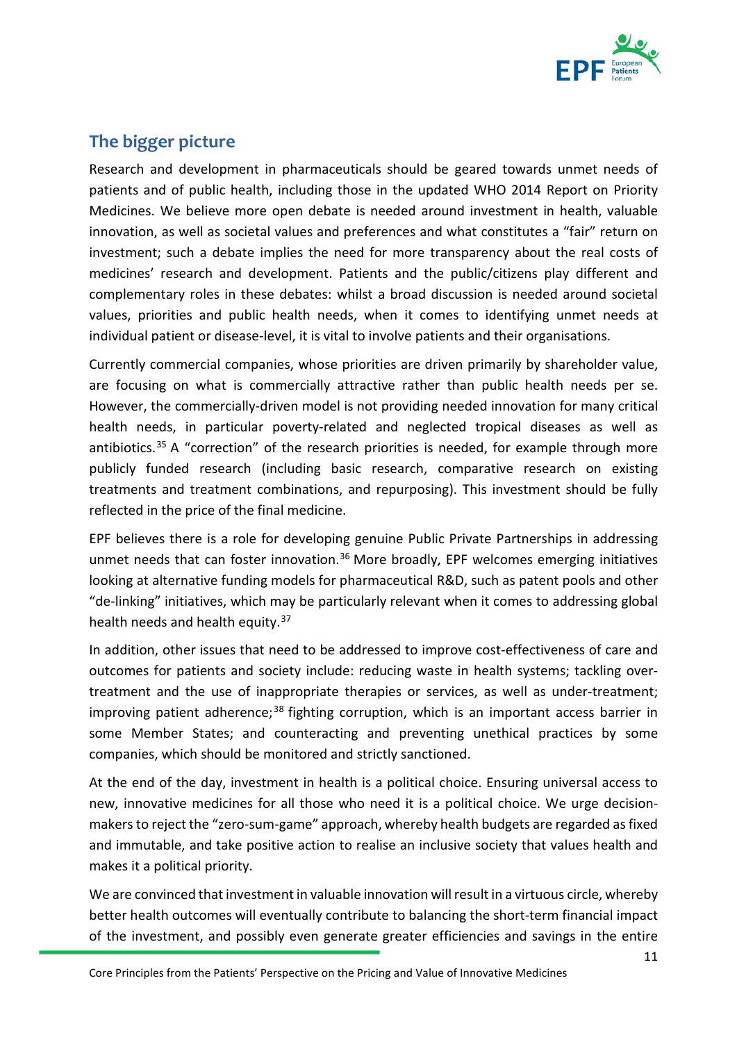## The bigger picture

Research and development in pharmaceuticals should be geared towards unmet needs of patients and of public health, including those in the updated WHO 2014 Report on Priority Medicines. We believe more open debate is needed around investment in health, valuable innovation, as well as societal values and preferences and what constitutes a "fair" return on investment; such a debate implies the need for more transparency about the real costs of medicines' research and development. Patients and the public/citizens play different and complementary roles in these debates: whilst a broad discussion is needed around societal values, priorities and public health needs, when it comes to identifying unmet needs at individual patient or disease-level, it is vital to involve patients and their organisations.

Currently commercial companies, whose priorities are driven primarily by shareholder value, are focusing on what is commercially attractive rather than public health needs per se. However, the commercially-driven model is not providing needed innovation for many critical health needs, in particular poverty-related and neglected tropical diseases as well as antibiotics.[35] A "correction" of the research priorities is needed, for example through more publicly funded research (including basic research, comparative research on existing treatments and treatment combinations, and repurposing). This investment should be fully reflected in the price of the final medicine.

EPF believes there is a role for developing genuine Public Private Partnerships in addressing unmet needs that can foster innovation.[36] More broadly, EPF welcomes emerging initiatives looking at alternative funding models for pharmaceutical R&D, such as patent pools and other "de-linking" initiatives, which may be particularly relevant when it comes to addressing global health needs and health equity.[37]

In addition, other issues that need to be addressed to improve cost-effectiveness of care and outcomes for patients and society include: reducing waste in health systems; tackling over-treatment and the use of inappropriate therapies or services, as well as under-treatment; improving patient adherence;[38] fighting corruption, which is an important access barrier in some Member States; and counteracting and preventing unethical practices by some companies, which should be monitored and strictly sanctioned.

At the end of the day, investment in health is a political choice. Ensuring universal access to new, innovative medicines for all those who need it is a political choice. We urge decision-makers to reject the "zero-sum-game" approach, whereby health budgets are regarded as fixed and immutable, and take positive action to realise an inclusive society that values health and makes it a political priority.

We are convinced that investment in valuable innovation will result in a virtuous circle, whereby better health outcomes will eventually contribute to balancing the short-term financial impact of the investment, and possibly even generate greater efficiencies and savings in the entire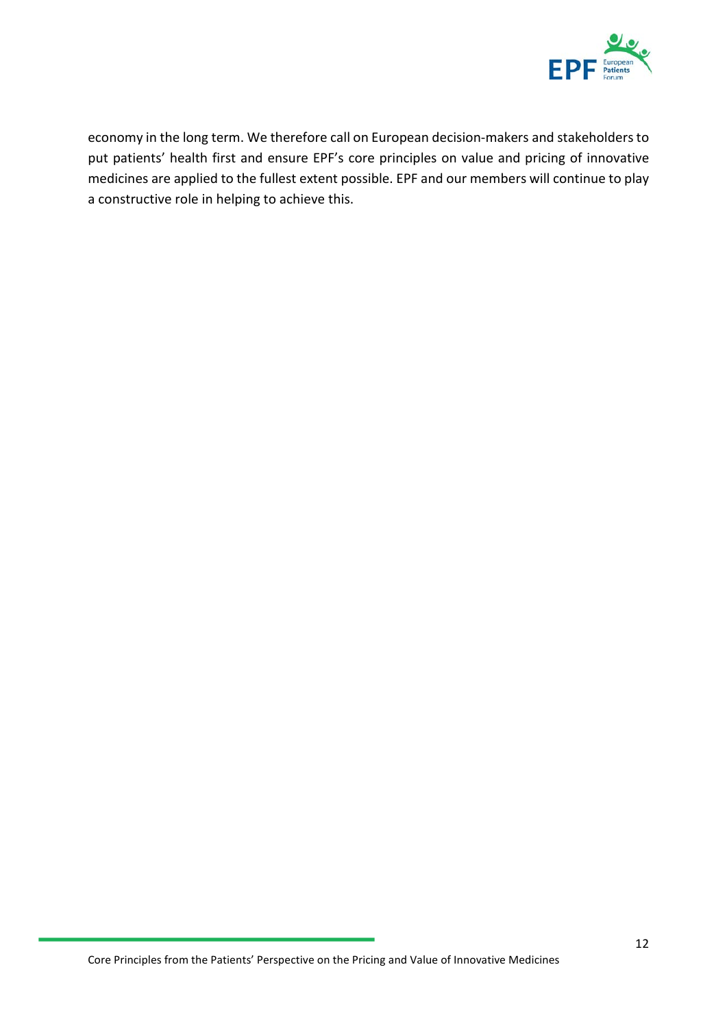economy in the long term. We therefore call on European decision-makers and stakeholders to put patients' health first and ensure EPF's core principles on value and pricing of innovative medicines are applied to the fullest extent possible. EPF and our members will continue to play a constructive role in helping to achieve this.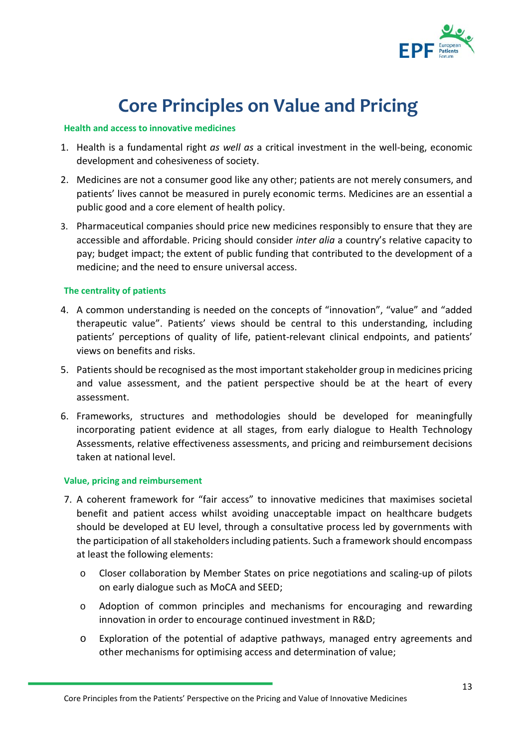# Core Principles on Value and Pricing

### Health and access to innovative medicines

1. Health is a fundamental right *as well as* a critical investment in the well-being, economic development and cohesiveness of society.
2. Medicines are not a consumer good like any other; patients are not merely consumers, and patients' lives cannot be measured in purely economic terms. Medicines are an essential a public good and a core element of health policy.
3. Pharmaceutical companies should price new medicines responsibly to ensure that they are accessible and affordable. Pricing should consider *inter alia* a country's relative capacity to pay; budget impact; the extent of public funding that contributed to the development of a medicine; and the need to ensure universal access.

### The centrality of patients

4. A common understanding is needed on the concepts of "innovation", "value" and "added therapeutic value". Patients' views should be central to this understanding, including patients' perceptions of quality of life, patient-relevant clinical endpoints, and patients' views on benefits and risks.
5. Patients should be recognised as the most important stakeholder group in medicines pricing and value assessment, and the patient perspective should be at the heart of every assessment.
6. Frameworks, structures and methodologies should be developed for meaningfully incorporating patient evidence at all stages, from early dialogue to Health Technology Assessments, relative effectiveness assessments, and pricing and reimbursement decisions taken at national level.

### Value, pricing and reimbursement

7. A coherent framework for "fair access" to innovative medicines that maximises societal benefit and patient access whilst avoiding unacceptable impact on healthcare budgets should be developed at EU level, through a consultative process led by governments with the participation of all stakeholders including patients. Such a framework should encompass at least the following elements:
   - Closer collaboration by Member States on price negotiations and scaling-up of pilots on early dialogue such as MoCA and SEED;
   - Adoption of common principles and mechanisms for encouraging and rewarding innovation in order to encourage continued investment in R&D;
   - Exploration of the potential of adaptive pathways, managed entry agreements and other mechanisms for optimising access and determination of value;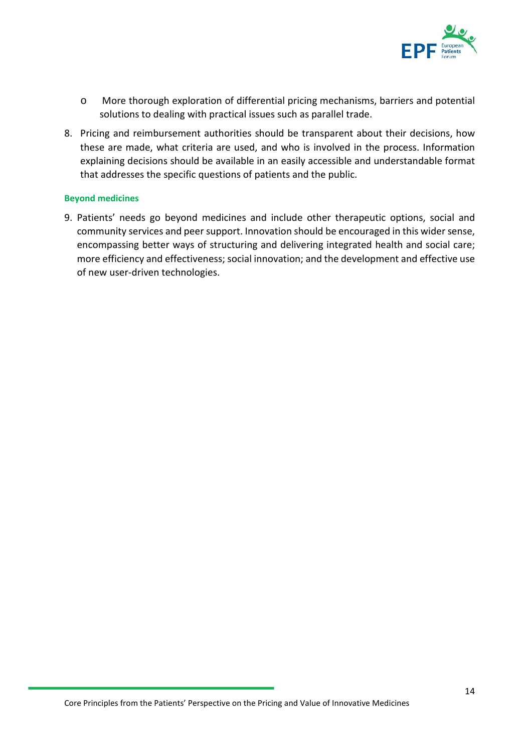- More thorough exploration of differential pricing mechanisms, barriers and potential solutions to dealing with practical issues such as parallel trade.

8. Pricing and reimbursement authorities should be transparent about their decisions, how these are made, what criteria are used, and who is involved in the process. Information explaining decisions should be available in an easily accessible and understandable format that addresses the specific questions of patients and the public.

#### Beyond medicines

9. Patients' needs go beyond medicines and include other therapeutic options, social and community services and peer support. Innovation should be encouraged in this wider sense, encompassing better ways of structuring and delivering integrated health and social care; more efficiency and effectiveness; social innovation; and the development and effective use of new user-driven technologies.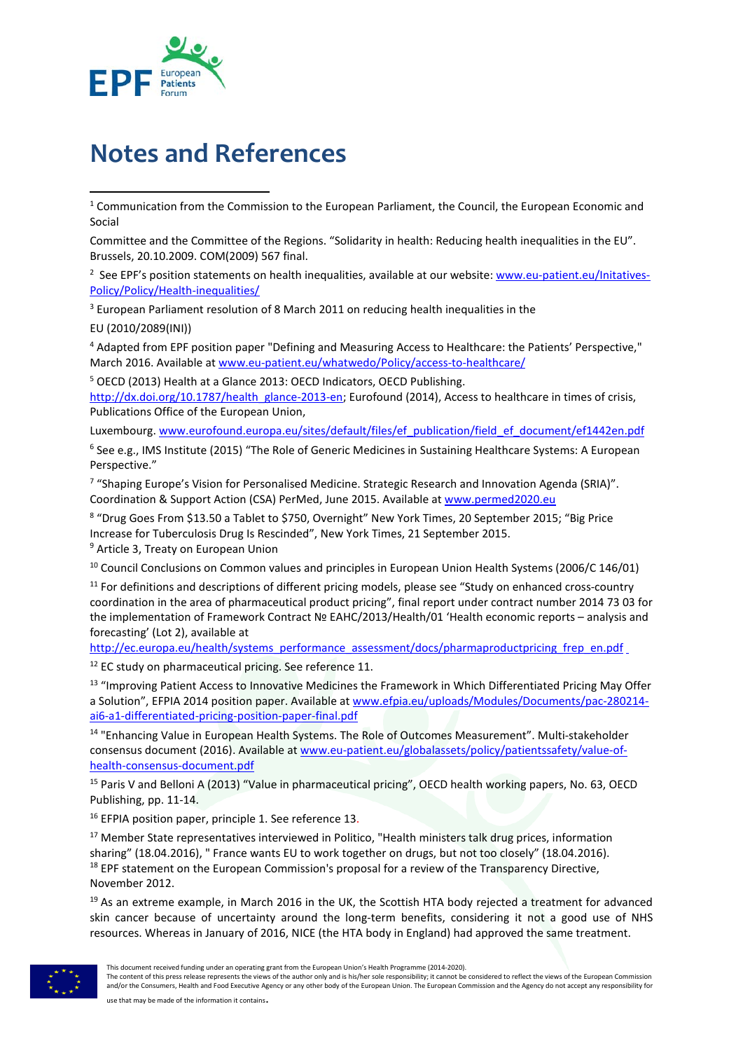# Notes and References

[1] Communication from the Commission to the European Parliament, the Council, the European Economic and Social

Committee and the Committee of the Regions. "Solidarity in health: Reducing health inequalities in the EU". Brussels, 20.10.2009. COM(2009) 567 final.

[2] See EPF's position statements on health inequalities, available at our website: www.eu-patient.eu/Initatives-Policy/Policy/Health-inequalities/

[3] European Parliament resolution of 8 March 2011 on reducing health inequalities in the EU (2010/2089(INI))

[4] Adapted from EPF position paper "Defining and Measuring Access to Healthcare: the Patients' Perspective," March 2016. Available at www.eu-patient.eu/whatwedo/Policy/access-to-healthcare/

[5] OECD (2013) Health at a Glance 2013: OECD Indicators, OECD Publishing. http://dx.doi.org/10.1787/health_glance-2013-en; Eurofound (2014), Access to healthcare in times of crisis, Publications Office of the European Union,

Luxembourg. www.eurofound.europa.eu/sites/default/files/ef_publication/field_ef_document/ef1442en.pdf

[6] See e.g., IMS Institute (2015) "The Role of Generic Medicines in Sustaining Healthcare Systems: A European Perspective."

[7] "Shaping Europe's Vision for Personalised Medicine. Strategic Research and Innovation Agenda (SRIA)". Coordination & Support Action (CSA) PerMed, June 2015. Available at www.permed2020.eu

[8] "Drug Goes From $13.50 a Tablet to $750, Overnight" New York Times, 20 September 2015; "Big Price Increase for Tuberculosis Drug Is Rescinded", New York Times, 21 September 2015.

[9] Article 3, Treaty on European Union

[10] Council Conclusions on Common values and principles in European Union Health Systems (2006/C 146/01)

[11] For definitions and descriptions of different pricing models, please see "Study on enhanced cross-country coordination in the area of pharmaceutical product pricing", final report under contract number 2014 73 03 for the implementation of Framework Contract № EAHC/2013/Health/01 'Health economic reports – analysis and forecasting' (Lot 2), available at http://ec.europa.eu/health/systems_performance_assessment/docs/pharmaproductpricing_frep_en.pdf

[12] EC study on pharmaceutical pricing. See reference 11.

[13] "Improving Patient Access to Innovative Medicines the Framework in Which Differentiated Pricing May Offer a Solution", EFPIA 2014 position paper. Available at www.efpia.eu/uploads/Modules/Documents/pac-280214-ai6-a1-differentiated-pricing-position-paper-final.pdf

[14] "Enhancing Value in European Health Systems. The Role of Outcomes Measurement". Multi-stakeholder consensus document (2016). Available at www.eu-patient.eu/globalassets/policy/patientssafety/value-of-health-consensus-document.pdf

[15] Paris V and Belloni A (2013) "Value in pharmaceutical pricing", OECD health working papers, No. 63, OECD Publishing, pp. 11-14.

[16] EFPIA position paper, principle 1. See reference 13.

[17] Member State representatives interviewed in Politico, "Health ministers talk drug prices, information sharing" (18.04.2016), " France wants EU to work together on drugs, but not too closely" (18.04.2016).

[18] EPF statement on the European Commission's proposal for a review of the Transparency Directive, November 2012.

[19] As an extreme example, in March 2016 in the UK, the Scottish HTA body rejected a treatment for advanced skin cancer because of uncertainty around the long-term benefits, considering it not a good use of NHS resources. Whereas in January of 2016, NICE (the HTA body in England) had approved the same treatment.

This document received funding under an operating grant from the European Union's Health Programme (2014-2020).
The content of this press release represents the views of the author only and is his/her sole responsibility; it cannot be considered to reflect the views of the European Commission and/or the Consumers, Health and Food Executive Agency or any other body of the European Union. The European Commission and the Agency do not accept any responsibility for use that may be made of the information it contains.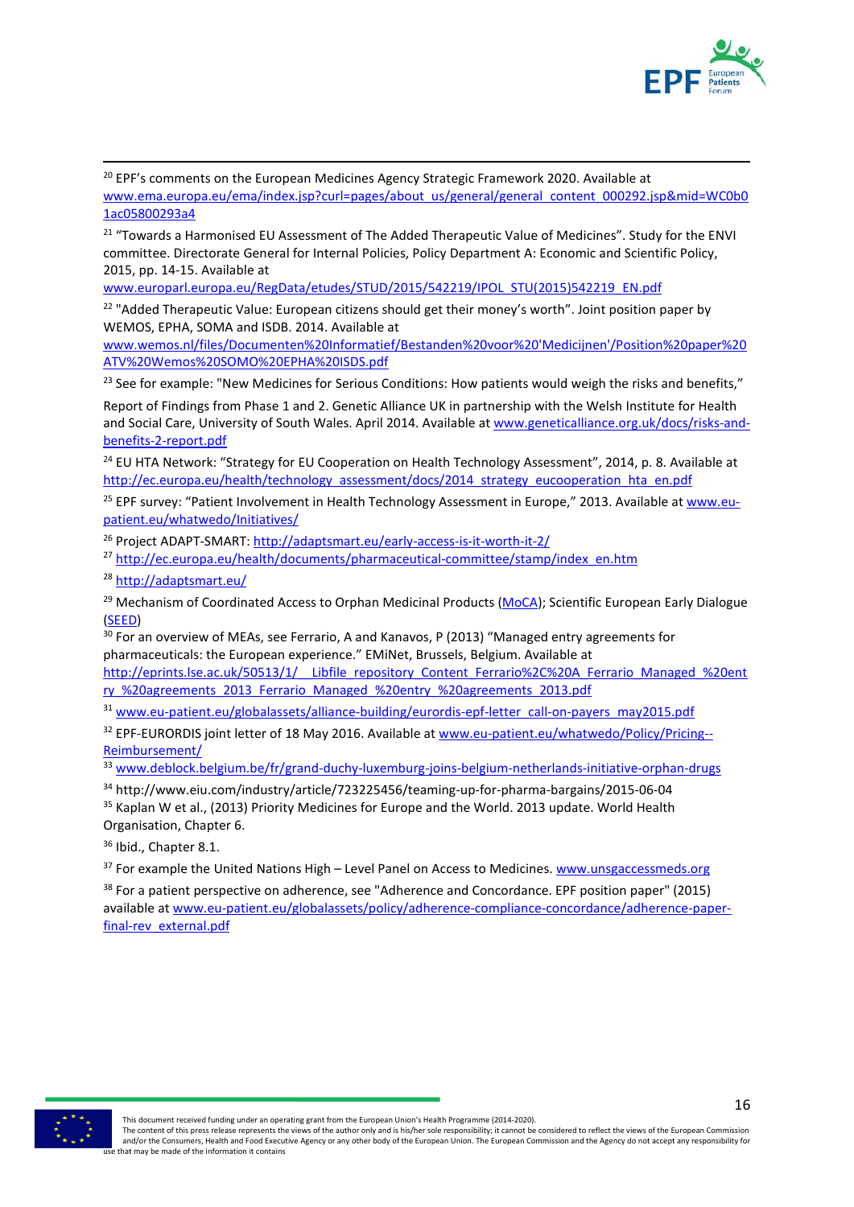[20] EPF's comments on the European Medicines Agency Strategic Framework 2020. Available at www.ema.europa.eu/ema/index.jsp?curl=pages/about_us/general/general_content_000292.jsp&mid=WC0b01ac05800293a4

[21] "Towards a Harmonised EU Assessment of The Added Therapeutic Value of Medicines". Study for the ENVI committee. Directorate General for Internal Policies, Policy Department A: Economic and Scientific Policy, 2015, pp. 14-15. Available at www.europarl.europa.eu/RegData/etudes/STUD/2015/542219/IPOL_STU(2015)542219_EN.pdf

[22] "Added Therapeutic Value: European citizens should get their money's worth". Joint position paper by WEMOS, EPHA, SOMA and ISDB. 2014. Available at www.wemos.nl/files/Documenten%20Informatief/Bestanden%20voor%20'Medicijnen'/Position%20paper%20ATV%20Wemos%20SOMO%20EPHA%20ISDS.pdf

[23] See for example: "New Medicines for Serious Conditions: How patients would weigh the risks and benefits,"

Report of Findings from Phase 1 and 2. Genetic Alliance UK in partnership with the Welsh Institute for Health and Social Care, University of South Wales. April 2014. Available at www.geneticalliance.org.uk/docs/risks-and-benefits-2-report.pdf

[24] EU HTA Network: "Strategy for EU Cooperation on Health Technology Assessment", 2014, p. 8. Available at http://ec.europa.eu/health/technology_assessment/docs/2014_strategy_eucooperation_hta_en.pdf

[25] EPF survey: "Patient Involvement in Health Technology Assessment in Europe," 2013. Available at www.eu-patient.eu/whatwedo/Initiatives/

[26] Project ADAPT-SMART: http://adaptsmart.eu/early-access-is-it-worth-it-2/

[27] http://ec.europa.eu/health/documents/pharmaceutical-committee/stamp/index_en.htm

[28] http://adaptsmart.eu/

[29] Mechanism of Coordinated Access to Orphan Medicinal Products (MoCA); Scientific European Early Dialogue (SEED)

[30] For an overview of MEAs, see Ferrario, A and Kanavos, P (2013) "Managed entry agreements for pharmaceuticals: the European experience." EMiNet, Brussels, Belgium. Available at http://eprints.lse.ac.uk/50513/1/__Libfile_repository_Content_Ferrario%2C%20A_Ferrario_Managed_%20entry_%20agreements_2013_Ferrario_Managed_%20entry_%20agreements_2013.pdf

[31] www.eu-patient.eu/globalassets/alliance-building/eurordis-epf-letter_call-on-payers_may2015.pdf

[32] EPF-EURORDIS joint letter of 18 May 2016. Available at www.eu-patient.eu/whatwedo/Policy/Pricing--Reimbursement/

[33] www.deblock.belgium.be/fr/grand-duchy-luxemburg-joins-belgium-netherlands-initiative-orphan-drugs

[34] http://www.eiu.com/industry/article/723225456/teaming-up-for-pharma-bargains/2015-06-04

[35] Kaplan W et al., (2013) Priority Medicines for Europe and the World. 2013 update. World Health Organisation, Chapter 6.

[36] Ibid., Chapter 8.1.

[37] For example the United Nations High – Level Panel on Access to Medicines. www.unsgaccessmeds.org

[38] For a patient perspective on adherence, see "Adherence and Concordance. EPF position paper" (2015) available at www.eu-patient.eu/globalassets/policy/adherence-compliance-concordance/adherence-paper-final-rev_external.pdf

This document received funding under an operating grant from the European Union's Health Programme (2014-2020).
The content of this press release represents the views of the author only and is his/her sole responsibility; it cannot be considered to reflect the views of the European Commission and/or the Consumers, Health and Food Executive Agency or any other body of the European Union. The European Commission and the Agency do not accept any responsibility for use that may be made of the information it contains